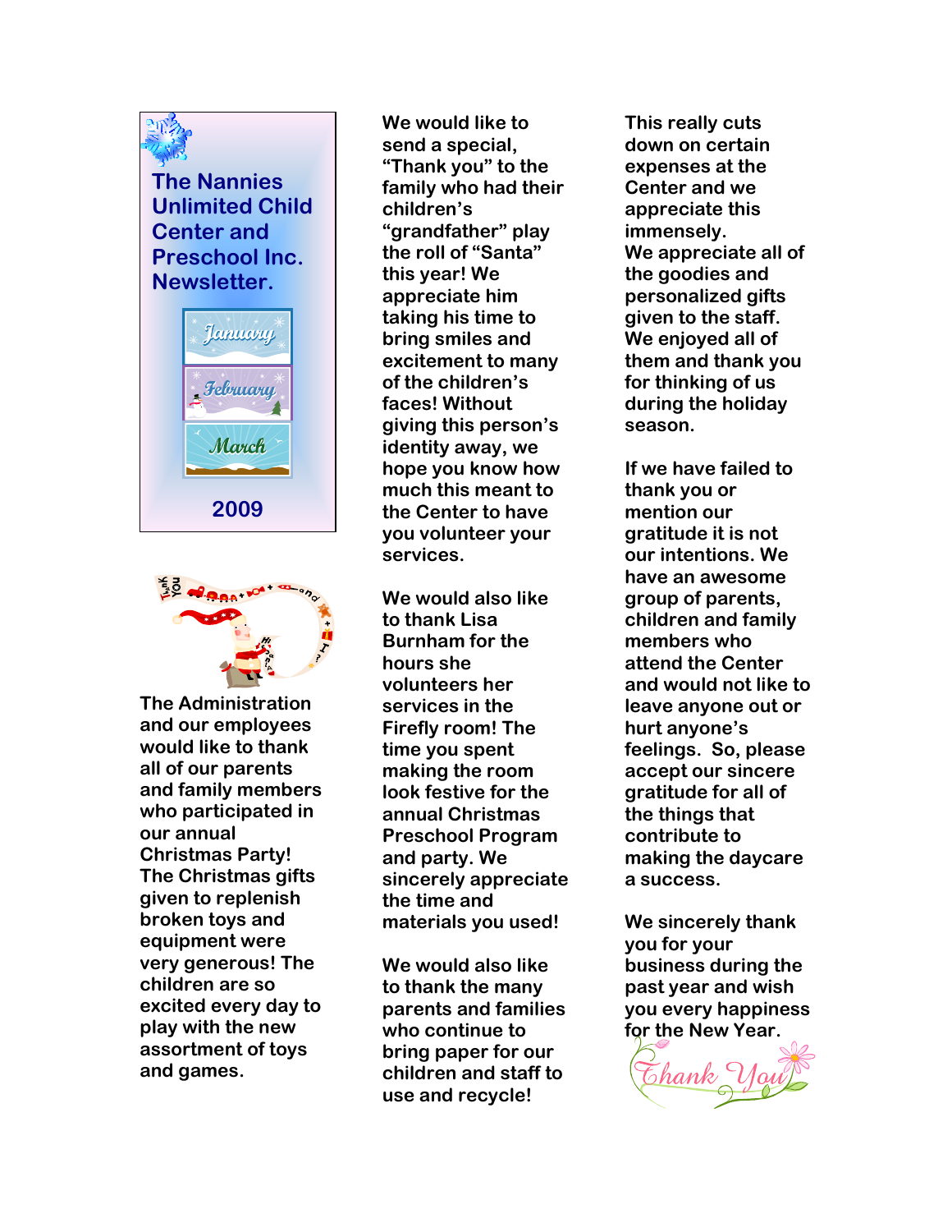# The Nannies Unlimited Child Center and Preschool Inc. Newsletter.

January

February

March

2009

The Administration and our employees would like to thank all of our parents and family members who participated in our annual Christmas Party! The Christmas gifts given to replenish broken toys and equipment were very generous! The children are so excited every day to play with the new assortment of toys and games.

We would like to send a special, "Thank you" to the family who had their children's "grandfather" play the roll of "Santa" this year! We appreciate him taking his time to bring smiles and excitement to many of the children's faces! Without giving this person's identity away, we hope you know how much this meant to the Center to have you volunteer your services.

We would also like to thank Lisa Burnham for the hours she volunteers her services in the Firefly room! The time you spent making the room look festive for the annual Christmas Preschool Program and party. We sincerely appreciate the time and materials you used!

We would also like to thank the many parents and families who continue to bring paper for our children and staff to use and recycle! This really cuts down on certain expenses at the Center and we appreciate this immensely.

We appreciate all of the goodies and personalized gifts given to the staff. We enjoyed all of them and thank you for thinking of us during the holiday season.

If we have failed to thank you or mention our gratitude it is not our intentions. We have an awesome group of parents, children and family members who attend the Center and would not like to leave anyone out or hurt anyone's feelings. So, please accept our sincere gratitude for all of the things that contribute to making the daycare a success.

We sincerely thank you for your business during the past year and wish you every happiness for the New Year.

Thank You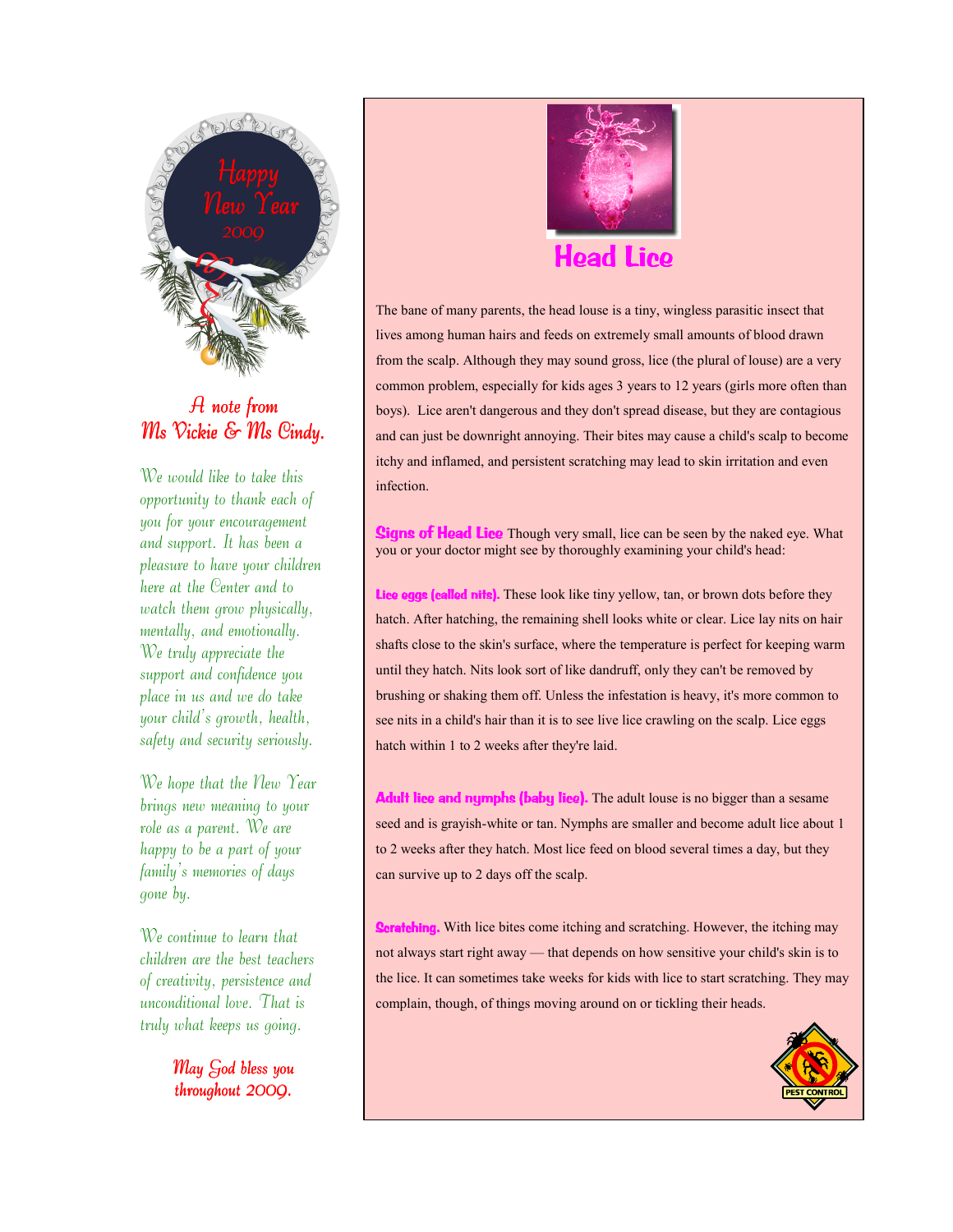Happy New Year 2009

## A note from Ms Vickie & Ms Cindy.

*We would like to take this opportunity to thank each of you for your encouragement and support. It has been a pleasure to have your children here at the Center and to watch them grow physically, mentally, and emotionally. We truly appreciate the support and confidence you place in us and we do take your child's growth, health, safety and security seriously.*

*We hope that the New Year brings new meaning to your role as a parent. We are happy to be a part of your family's memories of days gone by.*

*We continue to learn that children are the best teachers of creativity, persistence and unconditional love. That is truly what keeps us going.*

*May God bless you throughout 2009.*

# Head Lice

The bane of many parents, the head louse is a tiny, wingless parasitic insect that lives among human hairs and feeds on extremely small amounts of blood drawn from the scalp. Although they may sound gross, lice (the plural of louse) are a very common problem, especially for kids ages 3 years to 12 years (girls more often than boys). Lice aren't dangerous and they don't spread disease, but they are contagious and can just be downright annoying. Their bites may cause a child's scalp to become itchy and inflamed, and persistent scratching may lead to skin irritation and even infection.

**Signs of Head Lice** Though very small, lice can be seen by the naked eye. What you or your doctor might see by thoroughly examining your child's head:

**Lice eggs (called nits).** These look like tiny yellow, tan, or brown dots before they hatch. After hatching, the remaining shell looks white or clear. Lice lay nits on hair shafts close to the skin's surface, where the temperature is perfect for keeping warm until they hatch. Nits look sort of like dandruff, only they can't be removed by brushing or shaking them off. Unless the infestation is heavy, it's more common to see nits in a child's hair than it is to see live lice crawling on the scalp. Lice eggs hatch within 1 to 2 weeks after they're laid.

**Adult lice and nymphs (baby lice).** The adult louse is no bigger than a sesame seed and is grayish-white or tan. Nymphs are smaller and become adult lice about 1 to 2 weeks after they hatch. Most lice feed on blood several times a day, but they can survive up to 2 days off the scalp.

**Scratching.** With lice bites come itching and scratching. However, the itching may not always start right away — that depends on how sensitive your child's skin is to the lice. It can sometimes take weeks for kids with lice to start scratching. They may complain, though, of things moving around on or tickling their heads.

PEST CONTROL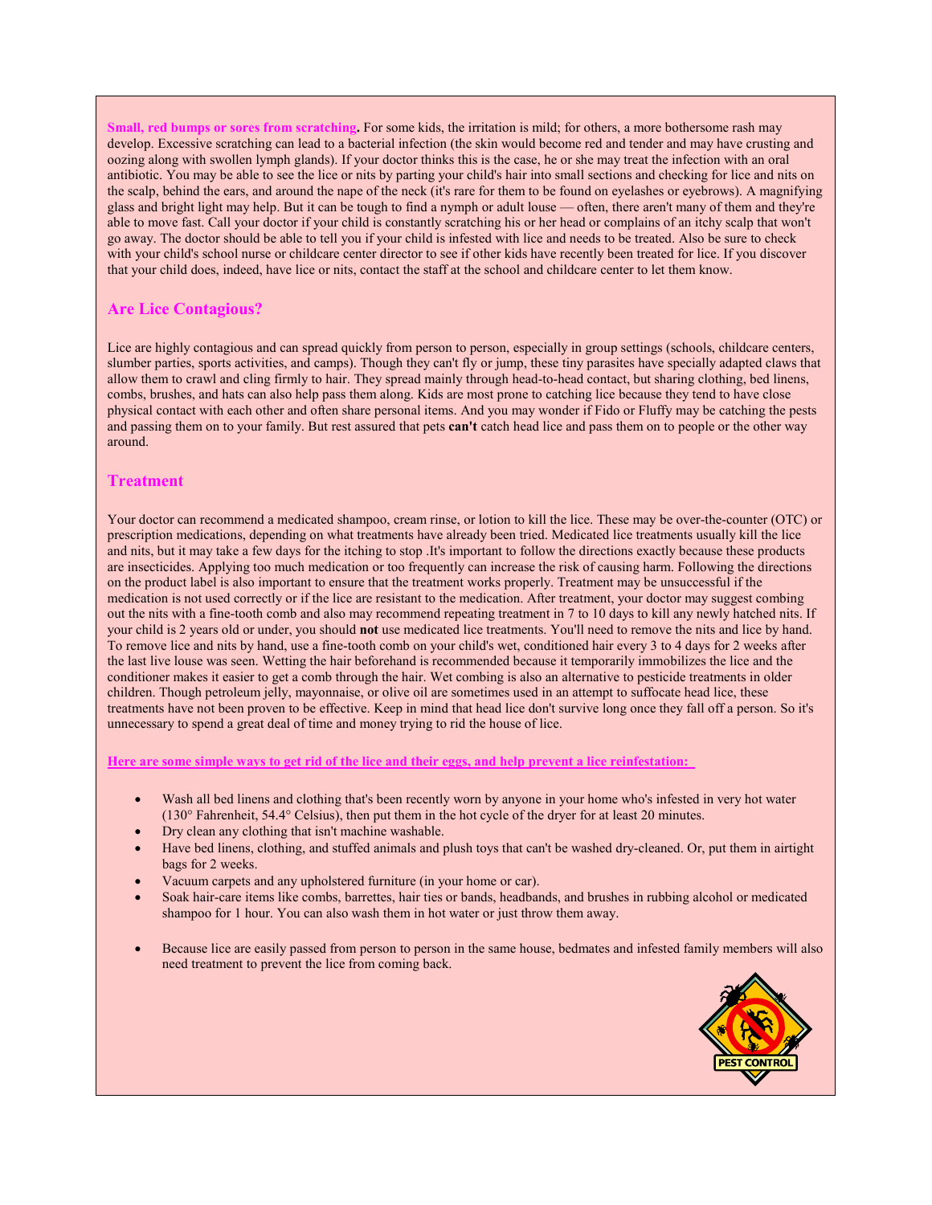**Small, red bumps or sores from scratching.** For some kids, the irritation is mild; for others, a more bothersome rash may develop. Excessive scratching can lead to a bacterial infection (the skin would become red and tender and may have crusting and oozing along with swollen lymph glands). If your doctor thinks this is the case, he or she may treat the infection with an oral antibiotic. You may be able to see the lice or nits by parting your child's hair into small sections and checking for lice and nits on the scalp, behind the ears, and around the nape of the neck (it's rare for them to be found on eyelashes or eyebrows). A magnifying glass and bright light may help. But it can be tough to find a nymph or adult louse — often, there aren't many of them and they're able to move fast. Call your doctor if your child is constantly scratching his or her head or complains of an itchy scalp that won't go away. The doctor should be able to tell you if your child is infested with lice and needs to be treated. Also be sure to check with your child's school nurse or childcare center director to see if other kids have recently been treated for lice. If you discover that your child does, indeed, have lice or nits, contact the staff at the school and childcare center to let them know.

## Are Lice Contagious?

Lice are highly contagious and can spread quickly from person to person, especially in group settings (schools, childcare centers, slumber parties, sports activities, and camps). Though they can't fly or jump, these tiny parasites have specially adapted claws that allow them to crawl and cling firmly to hair. They spread mainly through head-to-head contact, but sharing clothing, bed linens, combs, brushes, and hats can also help pass them along. Kids are most prone to catching lice because they tend to have close physical contact with each other and often share personal items. And you may wonder if Fido or Fluffy may be catching the pests and passing them on to your family. But rest assured that pets **can't** catch head lice and pass them on to people or the other way around.

## Treatment

Your doctor can recommend a medicated shampoo, cream rinse, or lotion to kill the lice. These may be over-the-counter (OTC) or prescription medications, depending on what treatments have already been tried. Medicated lice treatments usually kill the lice and nits, but it may take a few days for the itching to stop .It's important to follow the directions exactly because these products are insecticides. Applying too much medication or too frequently can increase the risk of causing harm. Following the directions on the product label is also important to ensure that the treatment works properly. Treatment may be unsuccessful if the medication is not used correctly or if the lice are resistant to the medication. After treatment, your doctor may suggest combing out the nits with a fine-tooth comb and also may recommend repeating treatment in 7 to 10 days to kill any newly hatched nits. If your child is 2 years old or under, you should **not** use medicated lice treatments. You'll need to remove the nits and lice by hand. To remove lice and nits by hand, use a fine-tooth comb on your child's wet, conditioned hair every 3 to 4 days for 2 weeks after the last live louse was seen. Wetting the hair beforehand is recommended because it temporarily immobilizes the lice and the conditioner makes it easier to get a comb through the hair. Wet combing is also an alternative to pesticide treatments in older children. Though petroleum jelly, mayonnaise, or olive oil are sometimes used in an attempt to suffocate head lice, these treatments have not been proven to be effective. Keep in mind that head lice don't survive long once they fall off a person. So it's unnecessary to spend a great deal of time and money trying to rid the house of lice.

**Here are some simple ways to get rid of the lice and their eggs, and help prevent a lice reinfestation:**

- Wash all bed linens and clothing that's been recently worn by anyone in your home who's infested in very hot water (130° Fahrenheit, 54.4° Celsius), then put them in the hot cycle of the dryer for at least 20 minutes.
- Dry clean any clothing that isn't machine washable.
- Have bed linens, clothing, and stuffed animals and plush toys that can't be washed dry-cleaned. Or, put them in airtight bags for 2 weeks.
- Vacuum carpets and any upholstered furniture (in your home or car).
- Soak hair-care items like combs, barrettes, hair ties or bands, headbands, and brushes in rubbing alcohol or medicated shampoo for 1 hour. You can also wash them in hot water or just throw them away.
- Because lice are easily passed from person to person in the same house, bedmates and infested family members will also need treatment to prevent the lice from coming back.

PEST CONTROL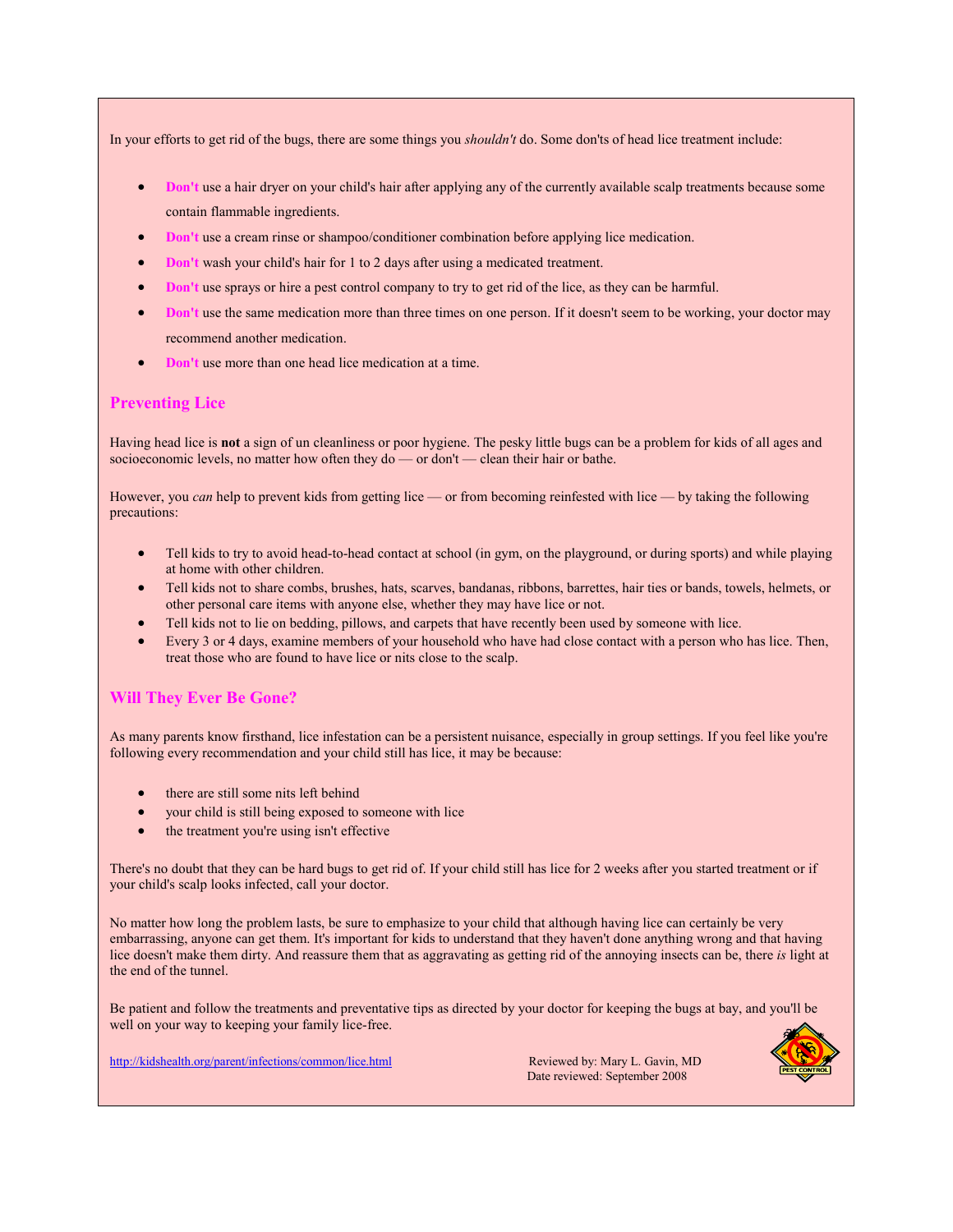In your efforts to get rid of the bugs, there are some things you *shouldn't* do. Some don'ts of head lice treatment include:

- **Don't** use a hair dryer on your child's hair after applying any of the currently available scalp treatments because some contain flammable ingredients.
- **Don't** use a cream rinse or shampoo/conditioner combination before applying lice medication.
- **Don't** wash your child's hair for 1 to 2 days after using a medicated treatment.
- **Don't** use sprays or hire a pest control company to try to get rid of the lice, as they can be harmful.
- **Don't** use the same medication more than three times on one person. If it doesn't seem to be working, your doctor may recommend another medication.
- **Don't** use more than one head lice medication at a time.

## Preventing Lice

Having head lice is **not** a sign of un cleanliness or poor hygiene. The pesky little bugs can be a problem for kids of all ages and socioeconomic levels, no matter how often they do — or don't — clean their hair or bathe.

However, you *can* help to prevent kids from getting lice — or from becoming reinfested with lice — by taking the following precautions:

- Tell kids to try to avoid head-to-head contact at school (in gym, on the playground, or during sports) and while playing at home with other children.
- Tell kids not to share combs, brushes, hats, scarves, bandanas, ribbons, barrettes, hair ties or bands, towels, helmets, or other personal care items with anyone else, whether they may have lice or not.
- Tell kids not to lie on bedding, pillows, and carpets that have recently been used by someone with lice.
- Every 3 or 4 days, examine members of your household who have had close contact with a person who has lice. Then, treat those who are found to have lice or nits close to the scalp.

## Will They Ever Be Gone?

As many parents know firsthand, lice infestation can be a persistent nuisance, especially in group settings. If you feel like you're following every recommendation and your child still has lice, it may be because:

- there are still some nits left behind
- your child is still being exposed to someone with lice
- the treatment you're using isn't effective

There's no doubt that they can be hard bugs to get rid of. If your child still has lice for 2 weeks after you started treatment or if your child's scalp looks infected, call your doctor.

No matter how long the problem lasts, be sure to emphasize to your child that although having lice can certainly be very embarrassing, anyone can get them. It's important for kids to understand that they haven't done anything wrong and that having lice doesn't make them dirty. And reassure them that as aggravating as getting rid of the annoying insects can be, there *is* light at the end of the tunnel.

Be patient and follow the treatments and preventative tips as directed by your doctor for keeping the bugs at bay, and you'll be well on your way to keeping your family lice-free.

http://kidshealth.org/parent/infections/common/lice.html

Reviewed by: Mary L. Gavin, MD
Date reviewed: September 2008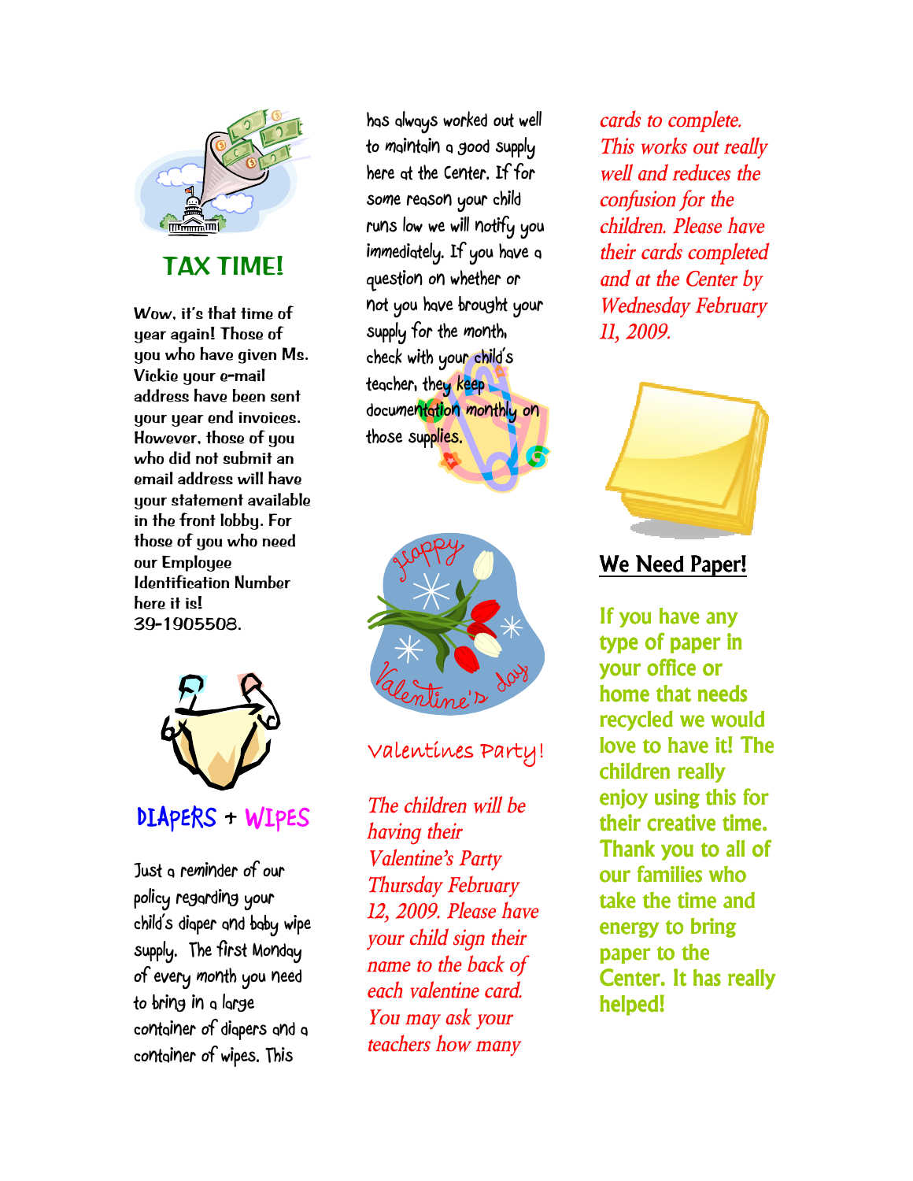## TAX TIME!

Wow, it's that time of year again! Those of you who have given Ms. Vickie your e-mail address have been sent your year end invoices. However, those of you who did not submit an email address will have your statement available in the front lobby. For those of you who need our Employee Identification Number here it is! 39-1905508.

## DIAPERS + WIPES

Just a reminder of our policy regarding your child's diaper and baby wipe supply. The first Monday of every month you need to bring in a large container of diapers and a container of wipes. This has always worked out well to maintain a good supply here at the Center. If for some reason your child runs low we will notify you immediately. If you have a question on whether or not you have brought your supply for the month, check with your child's teacher, they keep documentation monthly on those supplies.

## Valentines Party!

*The children will be having their Valentine's Party Thursday February 12, 2009. Please have your child sign their name to the back of each valentine card. You may ask your teachers how many cards to complete. This works out really well and reduces the confusion for the children. Please have their cards completed and at the Center by Wednesday February 11, 2009.*

## We Need Paper!

**If you have any type of paper in your office or home that needs recycled we would love to have it! The children really enjoy using this for their creative time. Thank you to all of our families who take the time and energy to bring paper to the Center. It has really helped!**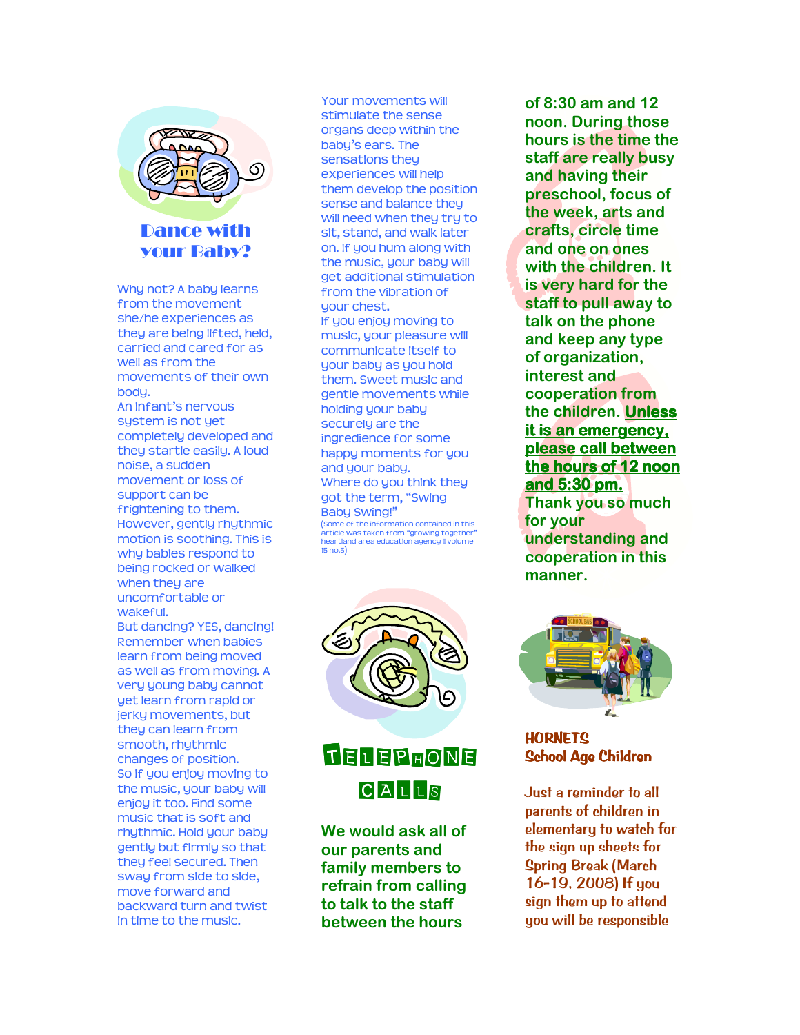## Dance with your Baby?

Why not? A baby learns from the movement she/he experiences as they are being lifted, held, carried and cared for as well as from the movements of their own body.

An infant's nervous system is not yet completely developed and they startle easily. A loud noise, a sudden movement or loss of support can be frightening to them. However, gently rhythmic motion is soothing. This is why babies respond to being rocked or walked when they are uncomfortable or wakeful.

But dancing? YES, dancing! Remember when babies learn from being moved as well as from moving. A very young baby cannot yet learn from rapid or jerky movements, but they can learn from smooth, rhythmic changes of position.

So if you enjoy moving to the music, your baby will enjoy it too. Find some music that is soft and rhythmic. Hold your baby gently but firmly so that they feel secured. Then sway from side to side, move forward and backward turn and twist in time to the music.

Your movements will stimulate the sense organs deep within the baby's ears. The sensations they experiences will help them develop the position sense and balance they will need when they try to sit, stand, and walk later on. If you hum along with the music, your baby will get additional stimulation from the vibration of your chest.

If you enjoy moving to music, your pleasure will communicate itself to your baby as you hold them. Sweet music and gentle movements while holding your baby securely are the ingredience for some happy moments for you and your baby.

Where do you think they got the term, "Swing Baby Swing!"

(Some of the information contained in this article was taken from "growing together" heartland area education agency ll volume 15 no.5)

## TELEPHONE CALLS

**We would ask all of our parents and family members to refrain from calling to talk to the staff between the hours of 8:30 am and 12 noon. During those hours is the time the staff are really busy and having their preschool, focus of the week, arts and crafts, circle time and one on ones with the children. It is very hard for the staff to pull away to talk on the phone and keep any type of organization, interest and cooperation from the children. <u>Unless it is an emergency, please call between the hours of 12 noon and 5:30 pm.</u> Thank you so much for your understanding and cooperation in this manner.**

## HORNETS
### School Age Children

Just a reminder to all parents of children in elementary to watch for the sign up sheets for Spring Break (March 16-19, 2008) If you sign them up to attend you will be responsible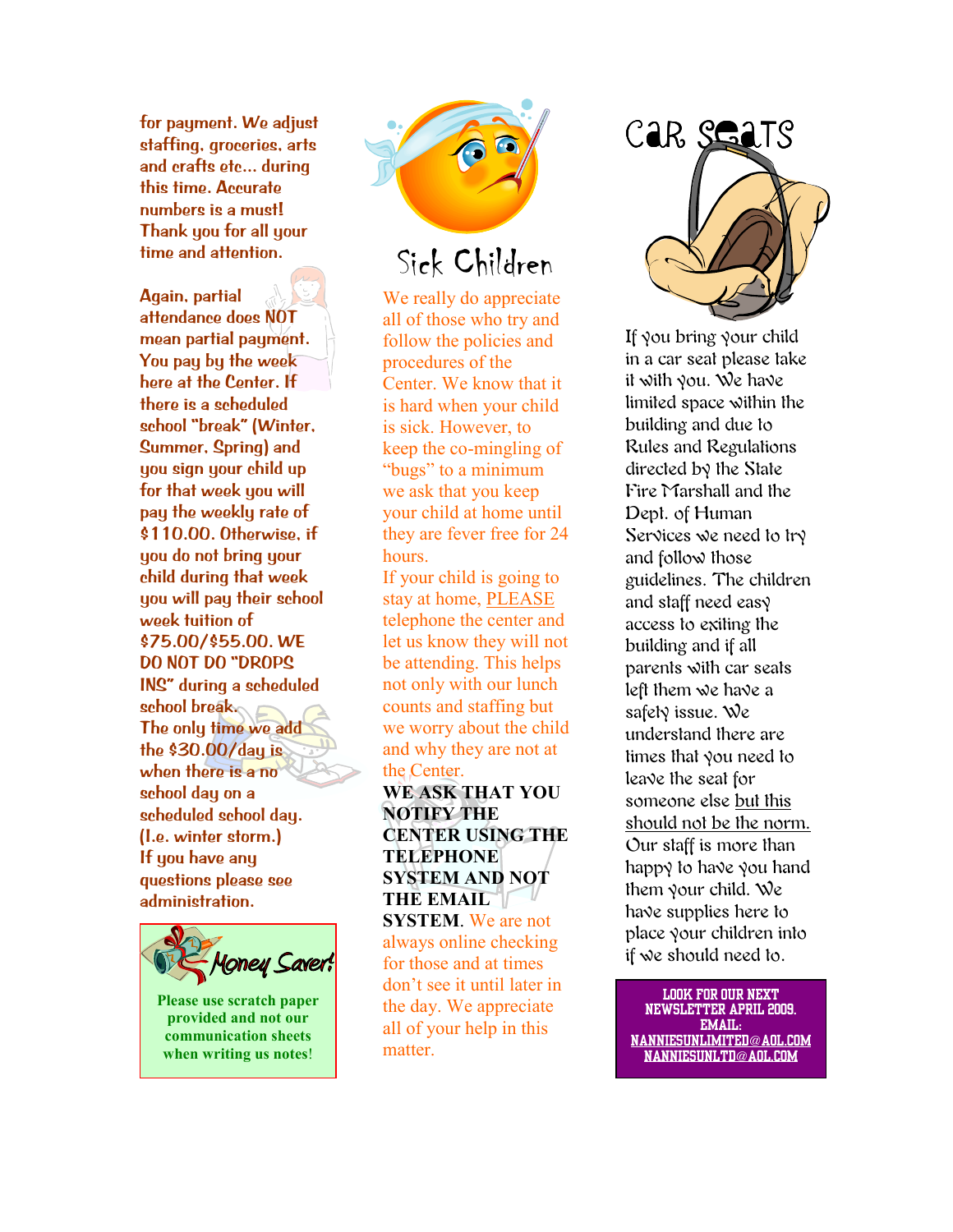for payment. We adjust staffing, groceries, arts and crafts etc… during this time. Accurate numbers is a must! Thank you for all your time and attention.

Again, partial attendance does NOT mean partial payment. You pay by the week here at the Center. If there is a scheduled school "break" (Winter, Summer, Spring) and you sign your child up for that week you will pay the weekly rate of $110.00. Otherwise, if you do not bring your child during that week you will pay their school week tuition of $75.00/$55.00. WE DO NOT DO "DROPS INS" during a scheduled school break. The only time we add the $30.00/day is when there is a no school day on a scheduled school day. (I.e. winter storm.) If you have any questions please see administration.

**Money Saver!**

**Please use scratch paper provided and not our communication sheets when writing us notes!**

## Sick Children

We really do appreciate all of those who try and follow the policies and procedures of the Center. We know that it is hard when your child is sick. However, to keep the co-mingling of "bugs" to a minimum we ask that you keep your child at home until they are fever free for 24 hours.

If your child is going to stay at home, PLEASE telephone the center and let us know they will not be attending. This helps not only with our lunch counts and staffing but we worry about the child and why they are not at the Center. **WE ASK THAT YOU NOTIFY THE CENTER USING THE TELEPHONE SYSTEM AND NOT THE EMAIL SYSTEM.** We are not always online checking for those and at times don't see it until later in the day. We appreciate all of your help in this matter.

## Car Seats

If you bring your child in a car seat please take it with you. We have limited space within the building and due to Rules and Regulations directed by the State Fire Marshall and the Dept. of Human Services we need to try and follow those guidelines. The children and staff need easy access to exiting the building and if all parents with car seats left them we have a safety issue. We understand there are times that you need to leave the seat for someone else but this should not be the norm. Our staff is more than happy to have you hand them your child. We have supplies here to place your children into if we should need to.

**LOOK FOR OUR NEXT NEWSLETTER APRIL 2009. EMAIL: NANNIESUNLIMITED@AOL.COM NANNIESUNLTD@AOL.COM**